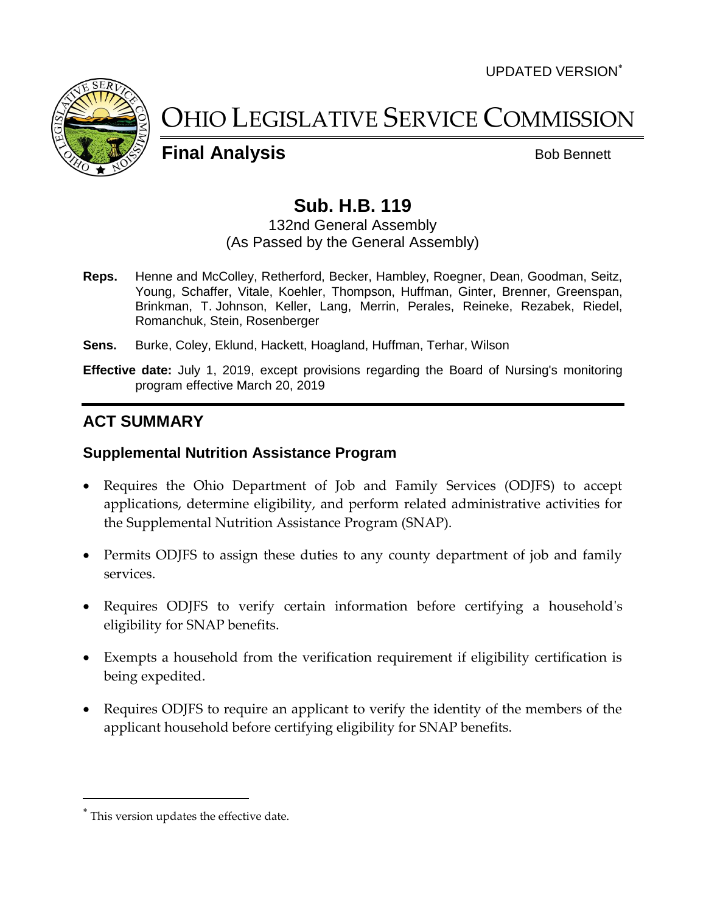UPDATED VERSION[*]

# OHIO LEGISLATIVE SERVICE COMMISSION

**Final Analysis** Bob Bennett

## Sub. H.B. 119

132nd General Assembly
(As Passed by the General Assembly)

**Reps.** Henne and McColley, Retherford, Becker, Hambley, Roegner, Dean, Goodman, Seitz, Young, Schaffer, Vitale, Koehler, Thompson, Huffman, Ginter, Brenner, Greenspan, Brinkman, T. Johnson, Keller, Lang, Merrin, Perales, Reineke, Rezabek, Riedel, Romanchuk, Stein, Rosenberger

**Sens.** Burke, Coley, Eklund, Hackett, Hoagland, Huffman, Terhar, Wilson

**Effective date:** July 1, 2019, except provisions regarding the Board of Nursing's monitoring program effective March 20, 2019

## ACT SUMMARY

### Supplemental Nutrition Assistance Program

- Requires the Ohio Department of Job and Family Services (ODJFS) to accept applications, determine eligibility, and perform related administrative activities for the Supplemental Nutrition Assistance Program (SNAP).
- Permits ODJFS to assign these duties to any county department of job and family services.
- Requires ODJFS to verify certain information before certifying a household's eligibility for SNAP benefits.
- Exempts a household from the verification requirement if eligibility certification is being expedited.
- Requires ODJFS to require an applicant to verify the identity of the members of the applicant household before certifying eligibility for SNAP benefits.

---

[*] This version updates the effective date.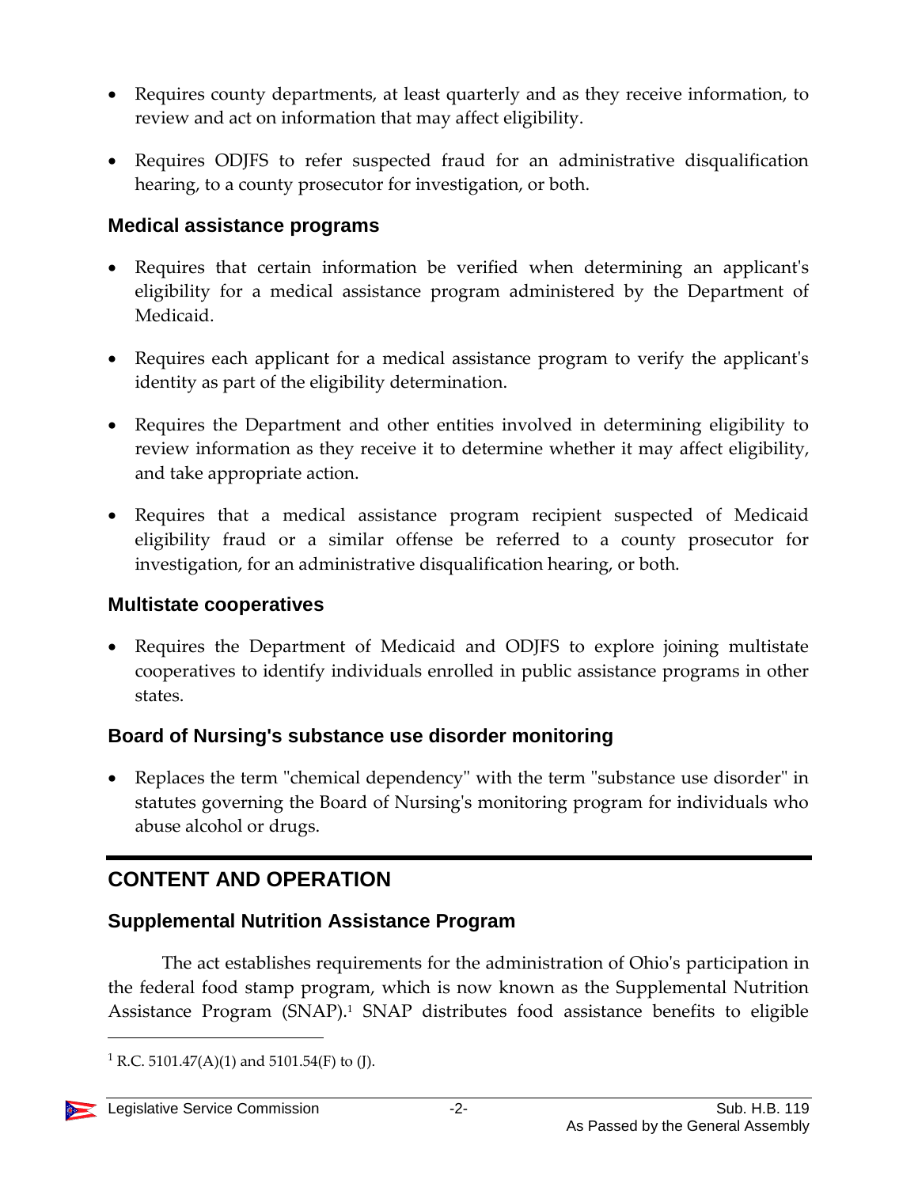- Requires county departments, at least quarterly and as they receive information, to review and act on information that may affect eligibility.
- Requires ODJFS to refer suspected fraud for an administrative disqualification hearing, to a county prosecutor for investigation, or both.

### Medical assistance programs

- Requires that certain information be verified when determining an applicant's eligibility for a medical assistance program administered by the Department of Medicaid.
- Requires each applicant for a medical assistance program to verify the applicant's identity as part of the eligibility determination.
- Requires the Department and other entities involved in determining eligibility to review information as they receive it to determine whether it may affect eligibility, and take appropriate action.
- Requires that a medical assistance program recipient suspected of Medicaid eligibility fraud or a similar offense be referred to a county prosecutor for investigation, for an administrative disqualification hearing, or both.

### Multistate cooperatives

- Requires the Department of Medicaid and ODJFS to explore joining multistate cooperatives to identify individuals enrolled in public assistance programs in other states.

### Board of Nursing's substance use disorder monitoring

- Replaces the term "chemical dependency" with the term "substance use disorder" in statutes governing the Board of Nursing's monitoring program for individuals who abuse alcohol or drugs.

## CONTENT AND OPERATION

### Supplemental Nutrition Assistance Program

The act establishes requirements for the administration of Ohio's participation in the federal food stamp program, which is now known as the Supplemental Nutrition Assistance Program (SNAP).[1] SNAP distributes food assistance benefits to eligible

[1] R.C. 5101.47(A)(1) and 5101.54(F) to (J).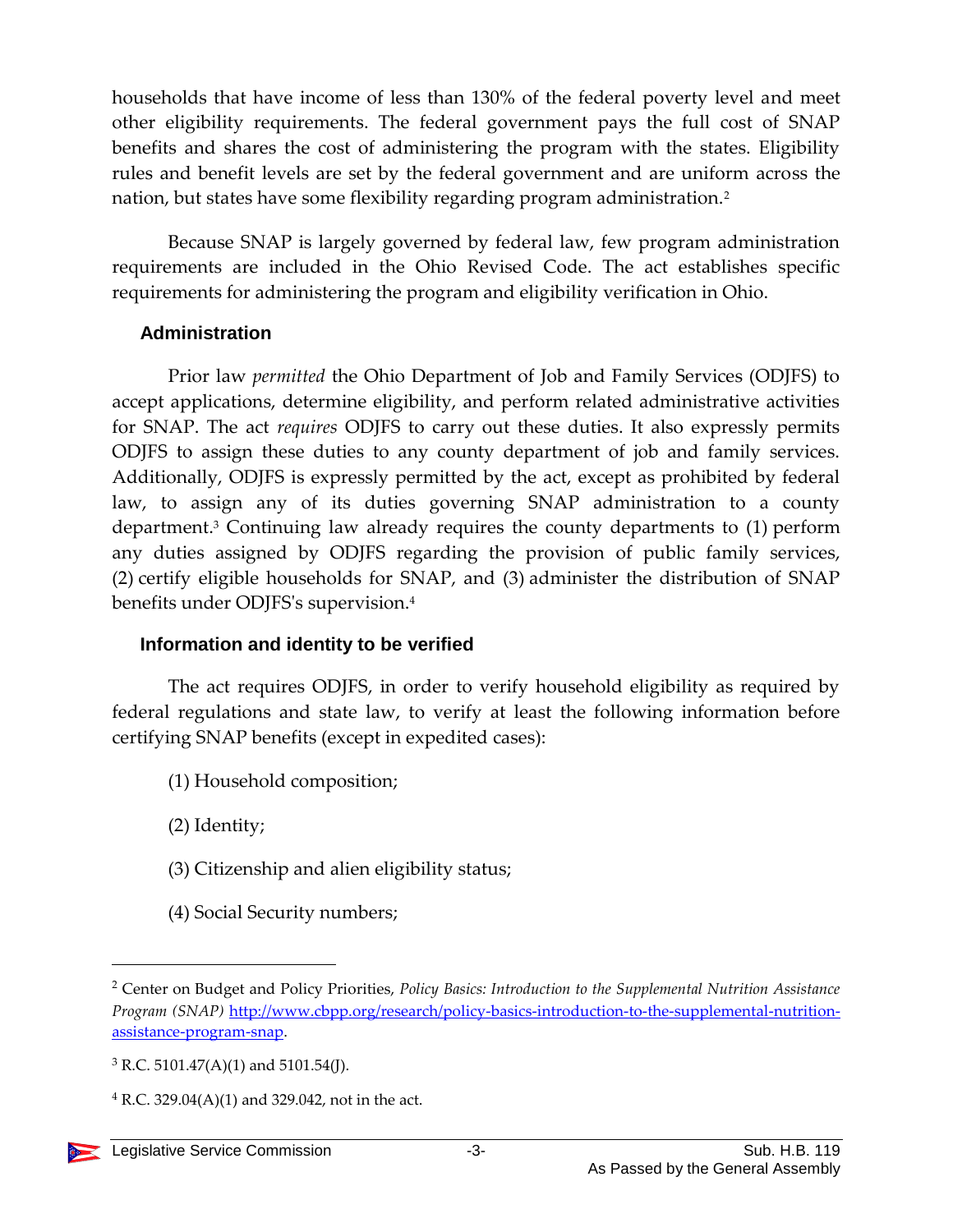households that have income of less than 130% of the federal poverty level and meet other eligibility requirements. The federal government pays the full cost of SNAP benefits and shares the cost of administering the program with the states. Eligibility rules and benefit levels are set by the federal government and are uniform across the nation, but states have some flexibility regarding program administration.[2]

Because SNAP is largely governed by federal law, few program administration requirements are included in the Ohio Revised Code. The act establishes specific requirements for administering the program and eligibility verification in Ohio.

### Administration

Prior law *permitted* the Ohio Department of Job and Family Services (ODJFS) to accept applications, determine eligibility, and perform related administrative activities for SNAP. The act *requires* ODJFS to carry out these duties. It also expressly permits ODJFS to assign these duties to any county department of job and family services. Additionally, ODJFS is expressly permitted by the act, except as prohibited by federal law, to assign any of its duties governing SNAP administration to a county department.[3] Continuing law already requires the county departments to (1) perform any duties assigned by ODJFS regarding the provision of public family services, (2) certify eligible households for SNAP, and (3) administer the distribution of SNAP benefits under ODJFS's supervision.[4]

### Information and identity to be verified

The act requires ODJFS, in order to verify household eligibility as required by federal regulations and state law, to verify at least the following information before certifying SNAP benefits (except in expedited cases):

(1) Household composition;

(2) Identity;

(3) Citizenship and alien eligibility status;

(4) Social Security numbers;

---

[2] Center on Budget and Policy Priorities, *Policy Basics: Introduction to the Supplemental Nutrition Assistance Program (SNAP)* [http://www.cbpp.org/research/policy-basics-introduction-to-the-supplemental-nutrition-assistance-program-snap](http://www.cbpp.org/research/policy-basics-introduction-to-the-supplemental-nutrition-assistance-program-snap).

[3] R.C. 5101.47(A)(1) and 5101.54(J).

[4] R.C. 329.04(A)(1) and 329.042, not in the act.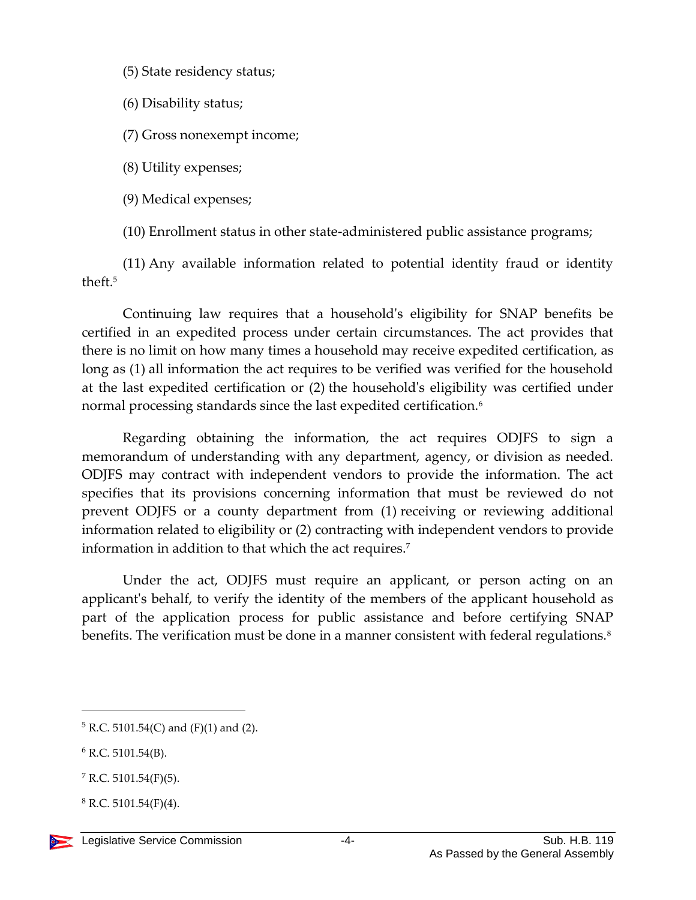(5) State residency status;

(6) Disability status;

(7) Gross nonexempt income;

(8) Utility expenses;

(9) Medical expenses;

(10) Enrollment status in other state-administered public assistance programs;

(11) Any available information related to potential identity fraud or identity theft.[5]

Continuing law requires that a household's eligibility for SNAP benefits be certified in an expedited process under certain circumstances. The act provides that there is no limit on how many times a household may receive expedited certification, as long as (1) all information the act requires to be verified was verified for the household at the last expedited certification or (2) the household's eligibility was certified under normal processing standards since the last expedited certification.[6]

Regarding obtaining the information, the act requires ODJFS to sign a memorandum of understanding with any department, agency, or division as needed. ODJFS may contract with independent vendors to provide the information. The act specifies that its provisions concerning information that must be reviewed do not prevent ODJFS or a county department from (1) receiving or reviewing additional information related to eligibility or (2) contracting with independent vendors to provide information in addition to that which the act requires.[7]

Under the act, ODJFS must require an applicant, or person acting on an applicant's behalf, to verify the identity of the members of the applicant household as part of the application process for public assistance and before certifying SNAP benefits. The verification must be done in a manner consistent with federal regulations.[8]

---

[5] R.C. 5101.54(C) and (F)(1) and (2).

[6] R.C. 5101.54(B).

[7] R.C. 5101.54(F)(5).

[8] R.C. 5101.54(F)(4).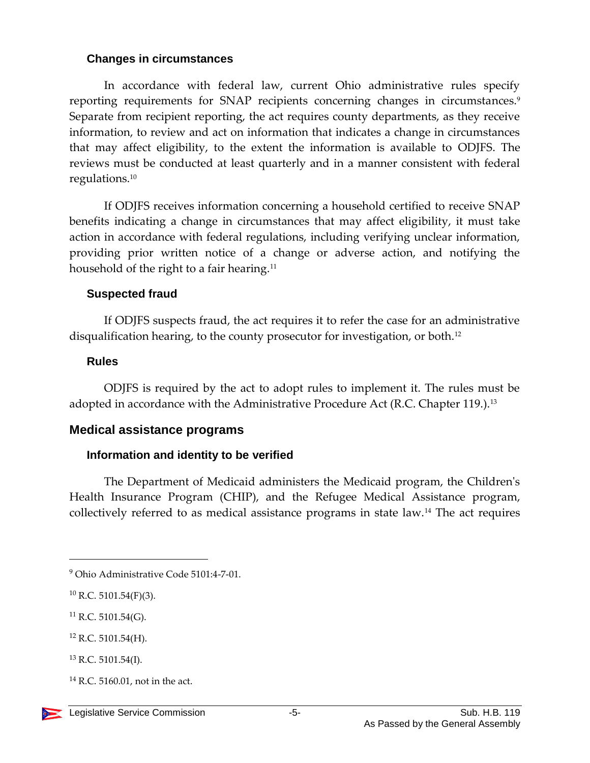### Changes in circumstances

In accordance with federal law, current Ohio administrative rules specify reporting requirements for SNAP recipients concerning changes in circumstances.[9] Separate from recipient reporting, the act requires county departments, as they receive information, to review and act on information that indicates a change in circumstances that may affect eligibility, to the extent the information is available to ODJFS. The reviews must be conducted at least quarterly and in a manner consistent with federal regulations.[10]

If ODJFS receives information concerning a household certified to receive SNAP benefits indicating a change in circumstances that may affect eligibility, it must take action in accordance with federal regulations, including verifying unclear information, providing prior written notice of a change or adverse action, and notifying the household of the right to a fair hearing.[11]

### Suspected fraud

If ODJFS suspects fraud, the act requires it to refer the case for an administrative disqualification hearing, to the county prosecutor for investigation, or both.[12]

### Rules

ODJFS is required by the act to adopt rules to implement it. The rules must be adopted in accordance with the Administrative Procedure Act (R.C. Chapter 119.).[13]

## Medical assistance programs

### Information and identity to be verified

The Department of Medicaid administers the Medicaid program, the Children's Health Insurance Program (CHIP), and the Refugee Medical Assistance program, collectively referred to as medical assistance programs in state law.[14] The act requires

---

[9] Ohio Administrative Code 5101:4-7-01.

[10] R.C. 5101.54(F)(3).

[11] R.C. 5101.54(G).

[12] R.C. 5101.54(H).

[13] R.C. 5101.54(I).

[14] R.C. 5160.01, not in the act.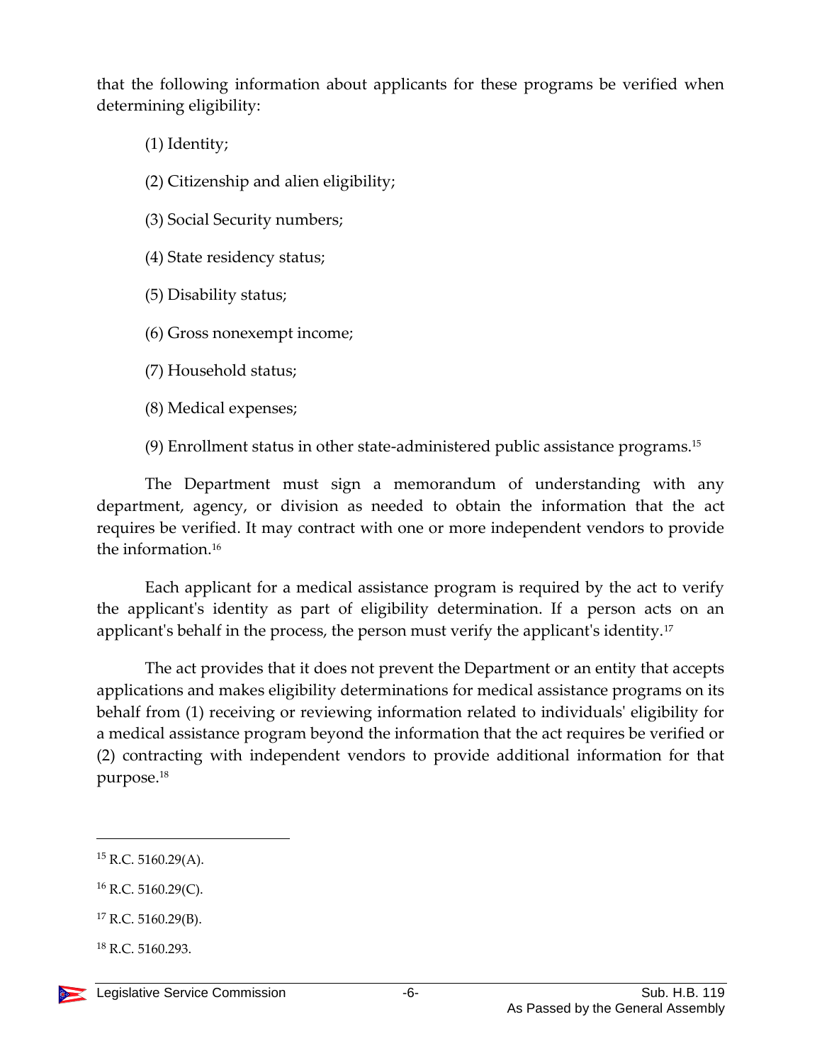that the following information about applicants for these programs be verified when determining eligibility:

(1) Identity;

(2) Citizenship and alien eligibility;

(3) Social Security numbers;

(4) State residency status;

(5) Disability status;

(6) Gross nonexempt income;

(7) Household status;

(8) Medical expenses;

(9) Enrollment status in other state-administered public assistance programs.[15]

The Department must sign a memorandum of understanding with any department, agency, or division as needed to obtain the information that the act requires be verified. It may contract with one or more independent vendors to provide the information.[16]

Each applicant for a medical assistance program is required by the act to verify the applicant's identity as part of eligibility determination. If a person acts on an applicant's behalf in the process, the person must verify the applicant's identity.[17]

The act provides that it does not prevent the Department or an entity that accepts applications and makes eligibility determinations for medical assistance programs on its behalf from (1) receiving or reviewing information related to individuals' eligibility for a medical assistance program beyond the information that the act requires be verified or (2) contracting with independent vendors to provide additional information for that purpose.[18]

---

[15] R.C. 5160.29(A).

[16] R.C. 5160.29(C).

[17] R.C. 5160.29(B).

[18] R.C. 5160.293.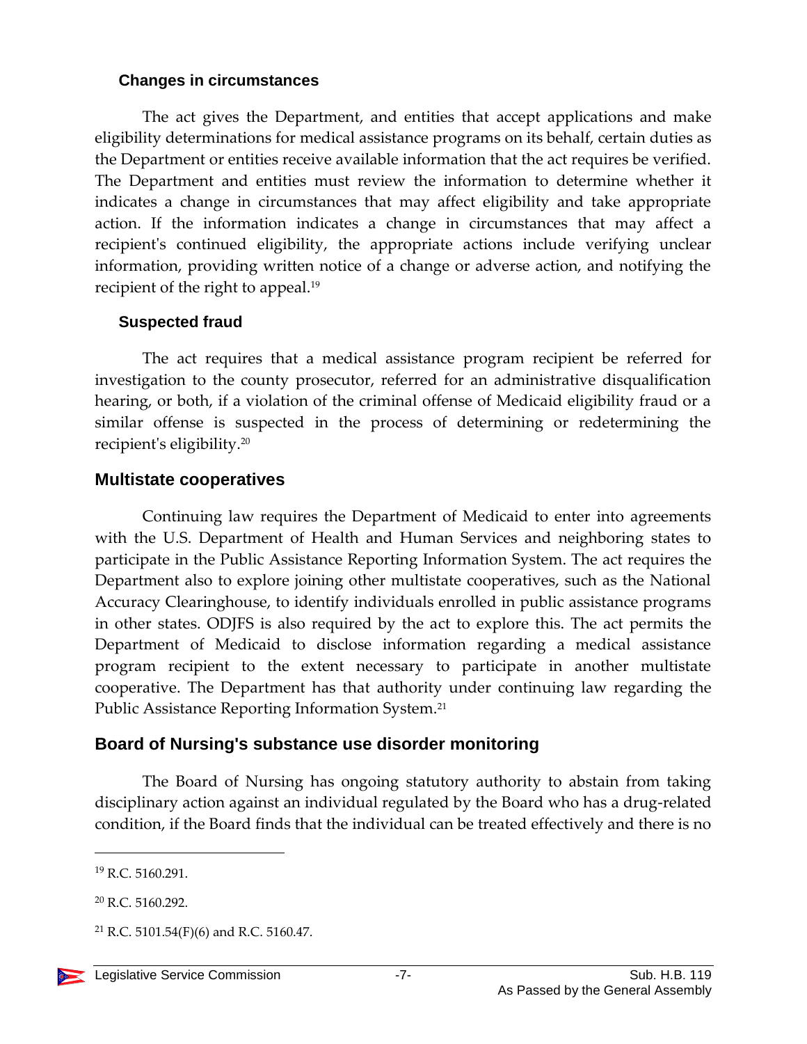### Changes in circumstances

The act gives the Department, and entities that accept applications and make eligibility determinations for medical assistance programs on its behalf, certain duties as the Department or entities receive available information that the act requires be verified. The Department and entities must review the information to determine whether it indicates a change in circumstances that may affect eligibility and take appropriate action. If the information indicates a change in circumstances that may affect a recipient's continued eligibility, the appropriate actions include verifying unclear information, providing written notice of a change or adverse action, and notifying the recipient of the right to appeal.[19]

### Suspected fraud

The act requires that a medical assistance program recipient be referred for investigation to the county prosecutor, referred for an administrative disqualification hearing, or both, if a violation of the criminal offense of Medicaid eligibility fraud or a similar offense is suspected in the process of determining or redetermining the recipient's eligibility.[20]

## Multistate cooperatives

Continuing law requires the Department of Medicaid to enter into agreements with the U.S. Department of Health and Human Services and neighboring states to participate in the Public Assistance Reporting Information System. The act requires the Department also to explore joining other multistate cooperatives, such as the National Accuracy Clearinghouse, to identify individuals enrolled in public assistance programs in other states. ODJFS is also required by the act to explore this. The act permits the Department of Medicaid to disclose information regarding a medical assistance program recipient to the extent necessary to participate in another multistate cooperative. The Department has that authority under continuing law regarding the Public Assistance Reporting Information System.[21]

## Board of Nursing's substance use disorder monitoring

The Board of Nursing has ongoing statutory authority to abstain from taking disciplinary action against an individual regulated by the Board who has a drug-related condition, if the Board finds that the individual can be treated effectively and there is no

---

[19] R.C. 5160.291.

[20] R.C. 5160.292.

[21] R.C. 5101.54(F)(6) and R.C. 5160.47.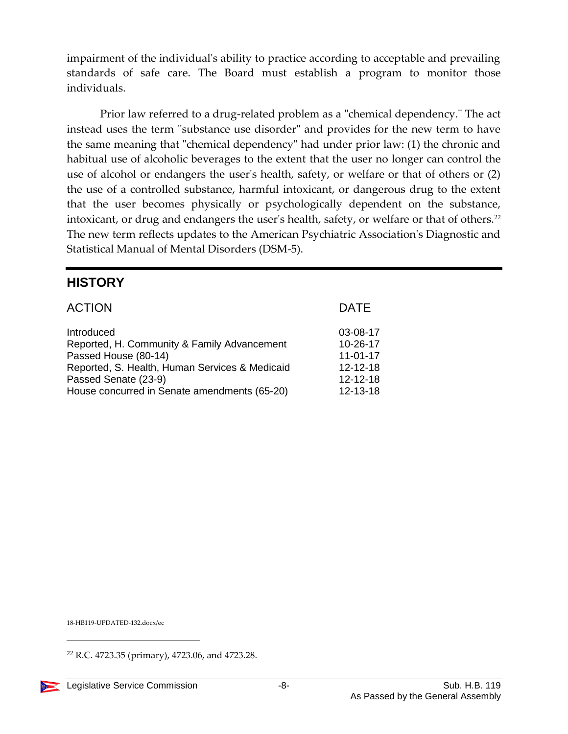impairment of the individual's ability to practice according to acceptable and prevailing standards of safe care. The Board must establish a program to monitor those individuals.

Prior law referred to a drug-related problem as a "chemical dependency." The act instead uses the term "substance use disorder" and provides for the new term to have the same meaning that "chemical dependency" had under prior law: (1) the chronic and habitual use of alcoholic beverages to the extent that the user no longer can control the use of alcohol or endangers the user's health, safety, or welfare or that of others or (2) the use of a controlled substance, harmful intoxicant, or dangerous drug to the extent that the user becomes physically or psychologically dependent on the substance, intoxicant, or drug and endangers the user's health, safety, or welfare or that of others.[22] The new term reflects updates to the American Psychiatric Association's Diagnostic and Statistical Manual of Mental Disorders (DSM-5).

## HISTORY

| ACTION | DATE |
|---|---|
| Introduced | 03-08-17 |
| Reported, H. Community & Family Advancement | 10-26-17 |
| Passed House (80-14) | 11-01-17 |
| Reported, S. Health, Human Services & Medicaid | 12-12-18 |
| Passed Senate (23-9) | 12-12-18 |
| House concurred in Senate amendments (65-20) | 12-13-18 |

18-HB119-UPDATED-132.docx/ec

[22] R.C. 4723.35 (primary), 4723.06, and 4723.28.